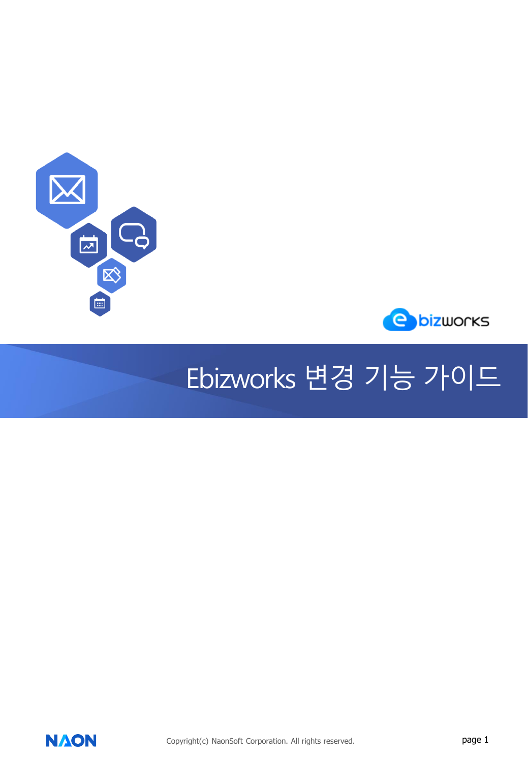# Ebizworks 변경 기능 가이드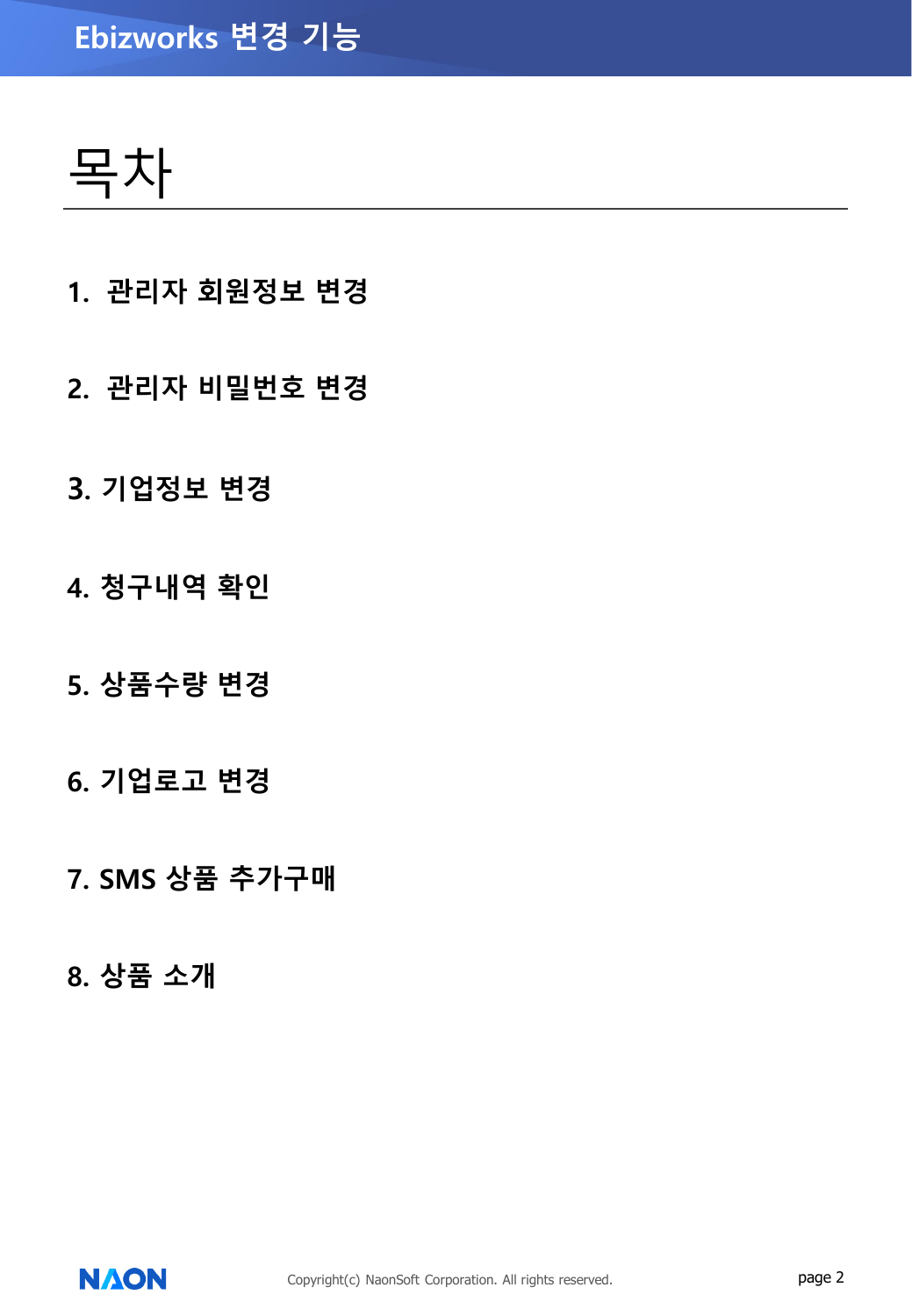# 목차

1. 관리자 회원정보 변경

2. 관리자 비밀번호 변경

3. 기업정보 변경

4. 청구내역 확인

5. 상품수량 변경

6. 기업로고 변경

7. SMS 상품 추가구매

8. 상품 소개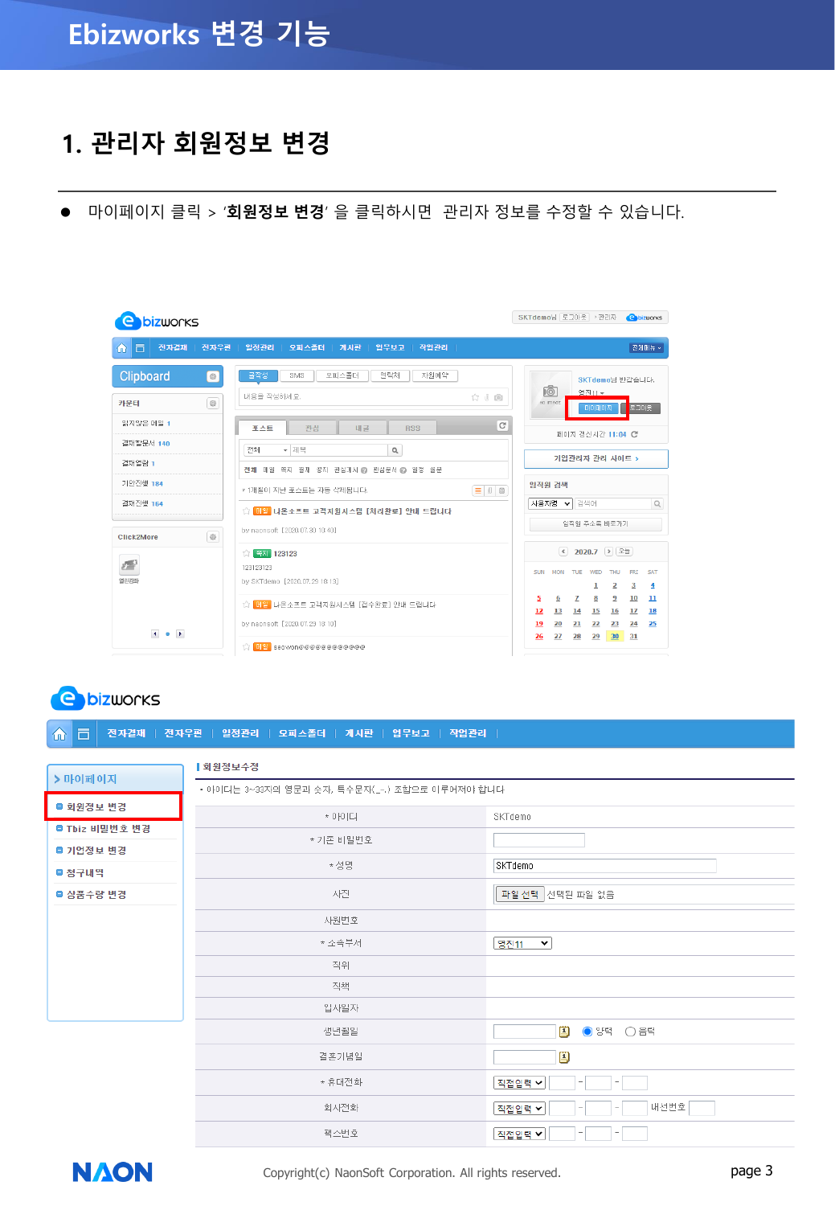# Ebizworks 변경 기능

## 1. 관리자 회원정보 변경

- 마이페이지 클릭 > '**회원정보 변경**' 을 클릭하시면 관리자 정보를 수정할 수 있습니다.

Copyright(c) NaonSoft Corporation. All rights reserved.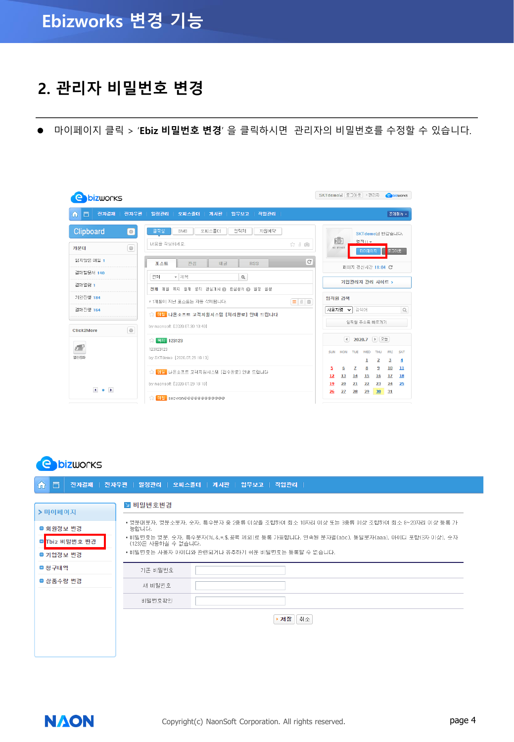## 2. 관리자 비밀번호 변경

- 마이페이지 클릭 > '**Ebiz 비밀번호 변경**' 을 클릭하시면 관리자의 비밀번호를 수정할 수 있습니다.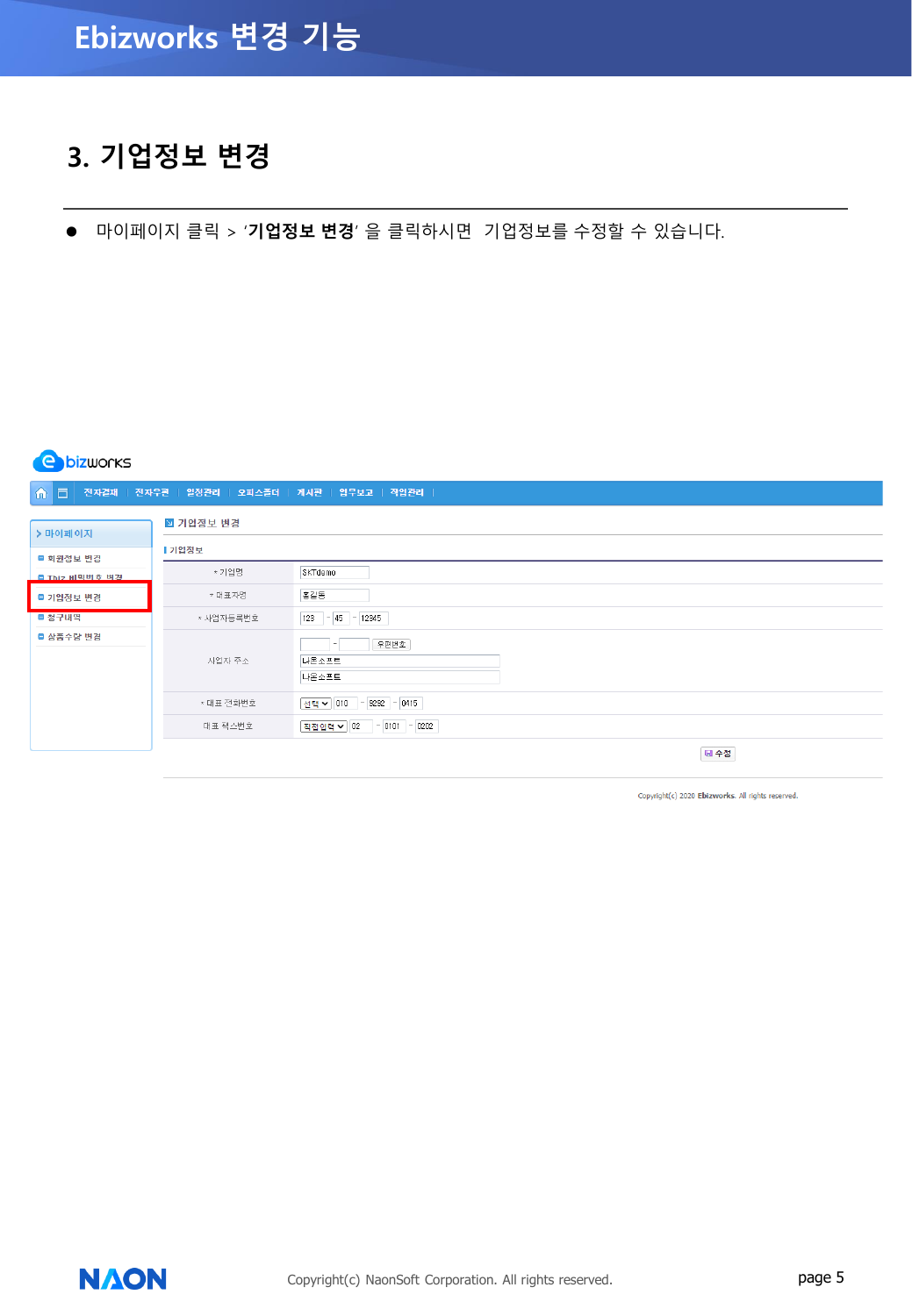# 3. 기업정보 변경

- 마이페이지 클릭 > '**기업정보 변경**' 을 클릭하시면 기업정보를 수정할 수 있습니다.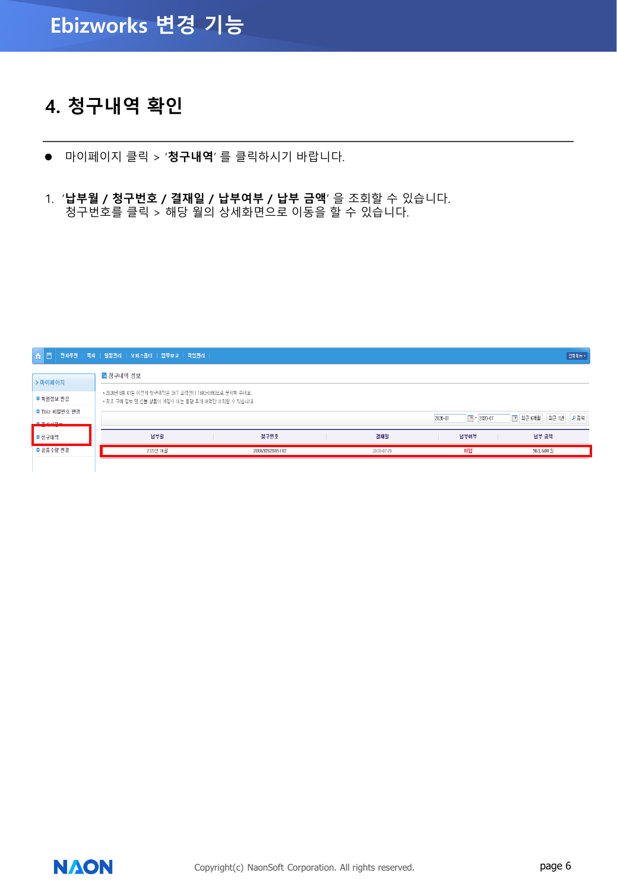## 4. 청구내역 확인

- 마이페이지 클릭 > '**청구내역**' 를 클릭하시기 바랍니다.

1. '**납부월 / 청구번호 / 결재일 / 납부여부 / 납부 금액**' 을 조회할 수 있습니다.
   청구번호를 클릭 > 해당 월의 상세화면으로 이동을 할 수 있습니다.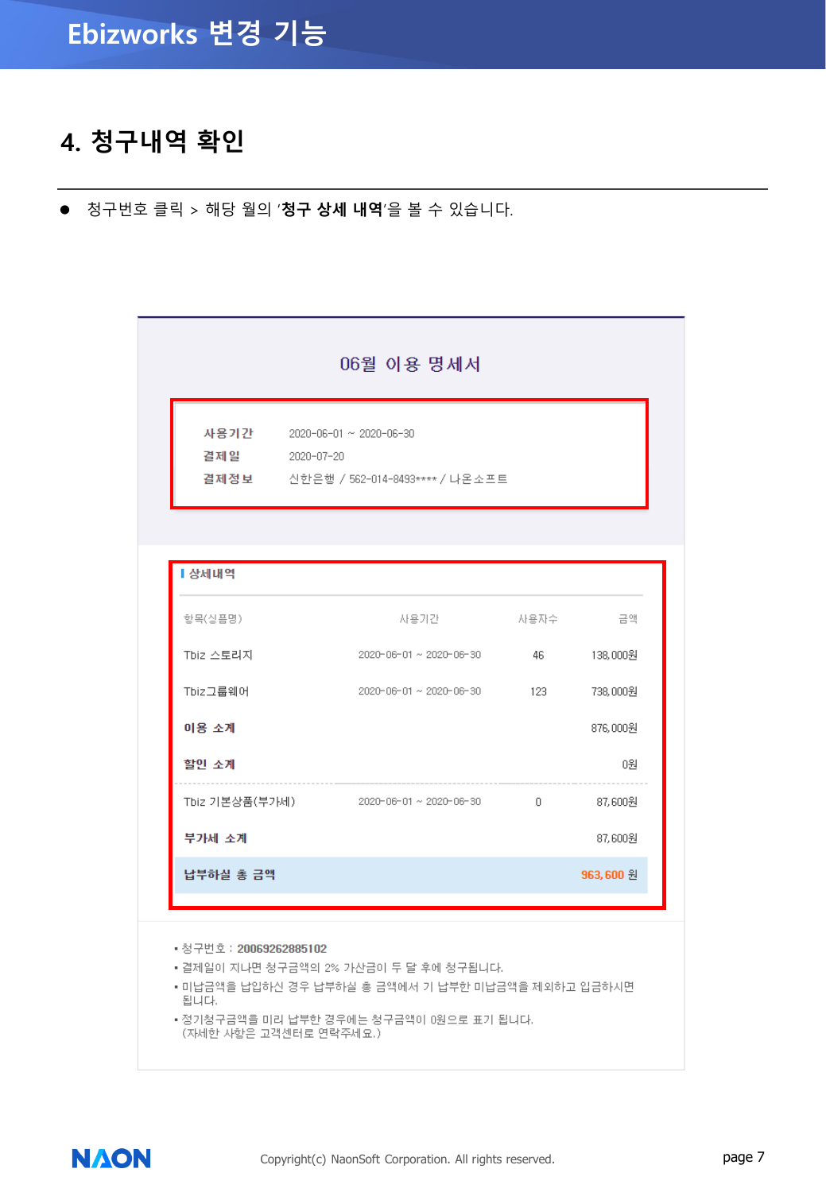## 4. 청구내역 확인

- 청구번호 클릭 > 해당 월의 '**청구 상세 내역**'을 볼 수 있습니다.

### 06월 이용 명세서

| | |
|---|---|
| **사용기간** | 2020-06-01 ~ 2020-06-30 |
| **결제일** | 2020-07-20 |
| **결제정보** | 신한은행 / 562-014-8493**** / 나온소프트 |

**상세내역**

| 항목(상품명) | 사용기간 | 사용자수 | 금액 |
|---|---|---|---|
| Tbiz 스토리지 | 2020-06-01 ~ 2020-06-30 | 46 | 138,000원 |
| Tbiz그룹웨어 | 2020-06-01 ~ 2020-06-30 | 123 | 738,000원 |
| **이용 소계** | | | 876,000원 |
| **할인 소계** | | | 0원 |
| Tbiz 기본상품(부가세) | 2020-06-01 ~ 2020-06-30 | 0 | 87,600원 |
| **부가세 소계** | | | 87,600원 |
| **납부하실 총 금액** | | | **963,600** 원 |

- 청구번호 : **20069262885102**
- 결제일이 지나면 청구금액의 2% 가산금이 두 달 후에 청구됩니다.
- 미납금액을 납입하신 경우 납부하실 총 금액에서 기 납부한 미납금액을 제외하고 입금하시면 됩니다.
- 정기청구금액을 미리 납부한 경우에는 청구금액이 0원으로 표기 됩니다. (자세한 사항은 고객센터로 연락주세요.)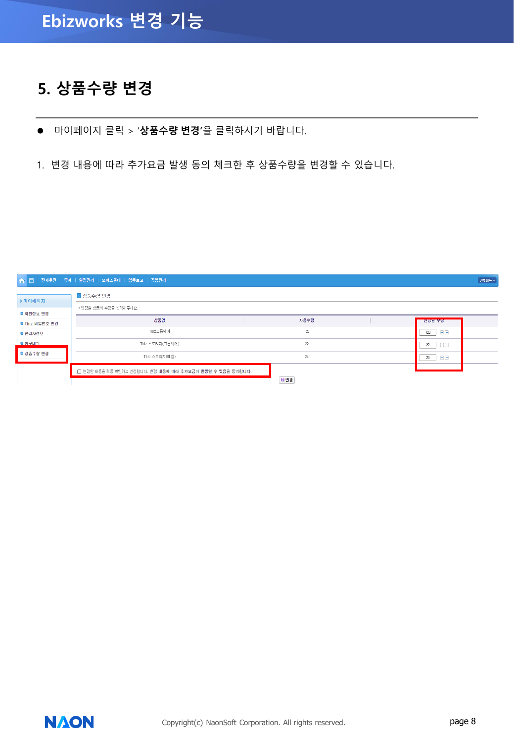## 5. 상품수량 변경

- 마이페이지 클릭 > '**상품수량 변경**'을 클릭하시기 바랍니다.

1. 변경 내용에 따라 추가요금 발생 동의 체크한 후 상품수량을 변경할 수 있습니다.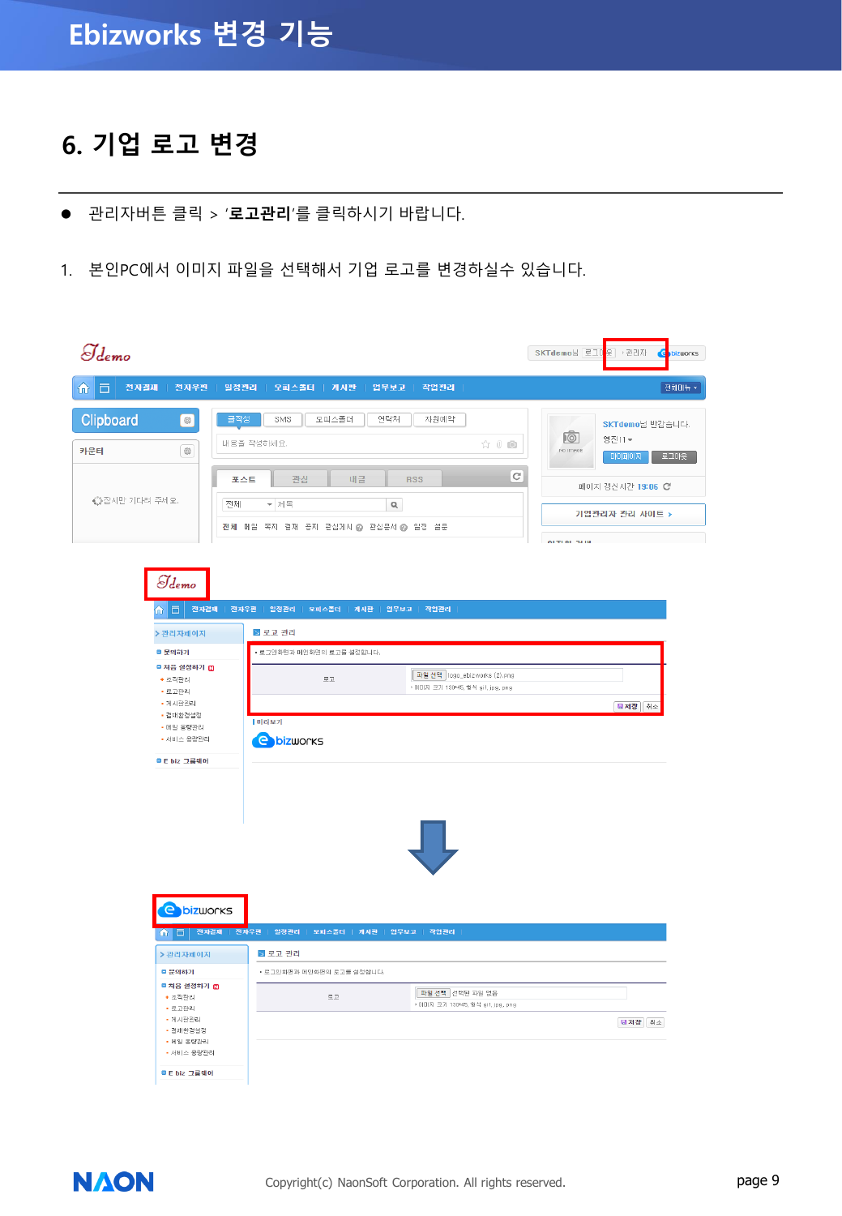## 6. 기업 로고 변경

- 관리자버튼 클릭 > '**로고관리**'를 클릭하시기 바랍니다.

1. 본인PC에서 이미지 파일을 선택해서 기업 로고를 변경하실수 있습니다.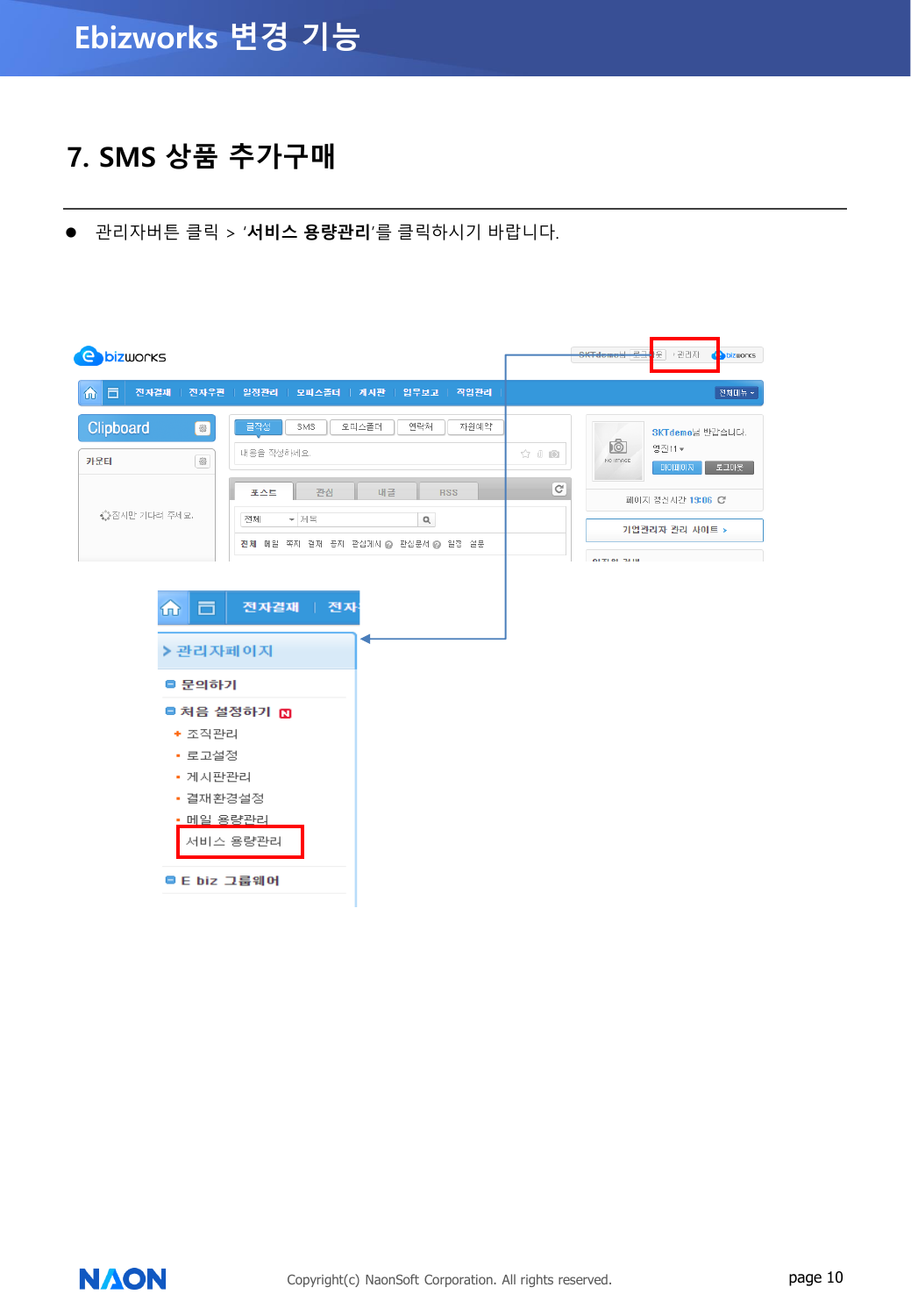## 7. SMS 상품 추가구매

- 관리자버튼 클릭 > '**서비스 용량관리**'를 클릭하시기 바랍니다.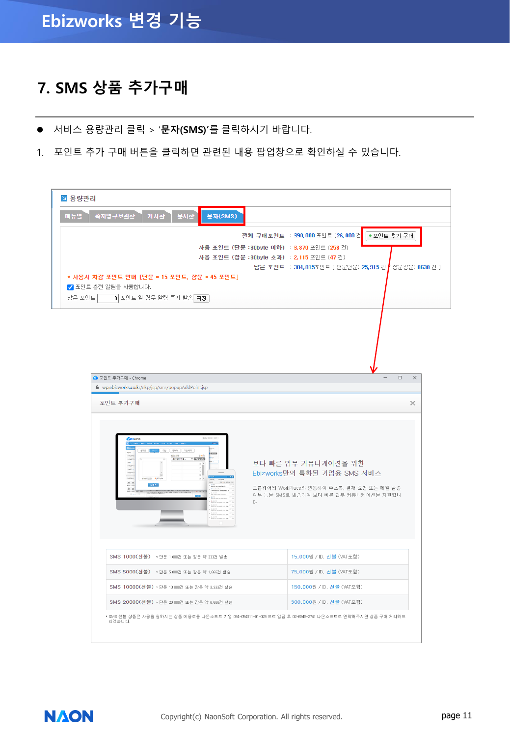# 7. SMS 상품 추가구매

- 서비스 용량관리 클릭 > '**문자(SMS)**'를 클릭하시기 바랍니다.

1. 포인트 추가 구매 버튼을 클릭하면 관련된 내용 팝업창으로 확인하실 수 있습니다.

용량관리

메뉴별 | 쪽지업무보관함 | 게시판 | 문서함 | 문자(SMS)

전체 구매포인트 : 390,000 포인트 [26,000 건] + 포인트 추가 구매

사용 포인트 (단문 :80byte 이하) : 3,870 포인트 (258 건)

사용 포인트 (장문 :80byte 초과) : 2,115 포인트 (47 건)

남은 포인트 : 384,015포인트 [ 단문단문: 25,915 건 / 장문장문: 8538 건 ]

* 사용시 차감 포인트 안내 [단문 = 15 포인트, 장문 = 45 포인트]

☑ 포인트 충전 알림을 사용합니다.

남은 포인트 [ 0 ] 포인트 일 경우 알림 쪽지 발송 [저장]

포인트 추가구매 - Chrome

wp.ebizworks.co.kr/ekp/jsp/sms/popupAddPoint.jsp

포인트 추가구매

보다 빠른 업무 커뮤니케이션을 위한
Ebizworks만의 특화된 기업용 SMS 서비스

그룹웨어의 WorkPlace와 연동하여 주소록, 결재 요청 또는 메일 발송 여부 등을 SMS로 발송하여 보다 빠른 업무 커뮤니케이션을 지원합니다.

| 상품 | 가격 |
|---|---|
| SMS 1000(선불) - 단문 1,000건 또는 장문 약 333건 발송 | 15,000원 / ID, 선불 (VAT포함) |
| SMS 5000(선불) - 단문 5,000건 또는 장문 약 1,666건 발송 | 75,000원 / ID, 선불 (VAT포함) |
| SMS 10000(선불) - 단문 10,000건 또는 장문 약 3,333건 발송 | 150,000원 / ID, 선불 (VAT포함) |
| SMS 20000(선불) - 단문 20,000건 또는 장문 약 6,666건 발송 | 300,000원 / ID, 선불 (VAT포함) |

* SMS 선불 상품은 사용을 원하시는 상품 이용료를 나온소프트 기업 054-050311-01-029 로 입금 후 02-6949-2741 나온소프트로 연락해주시면 상품 구매 처리해드리겠습니다.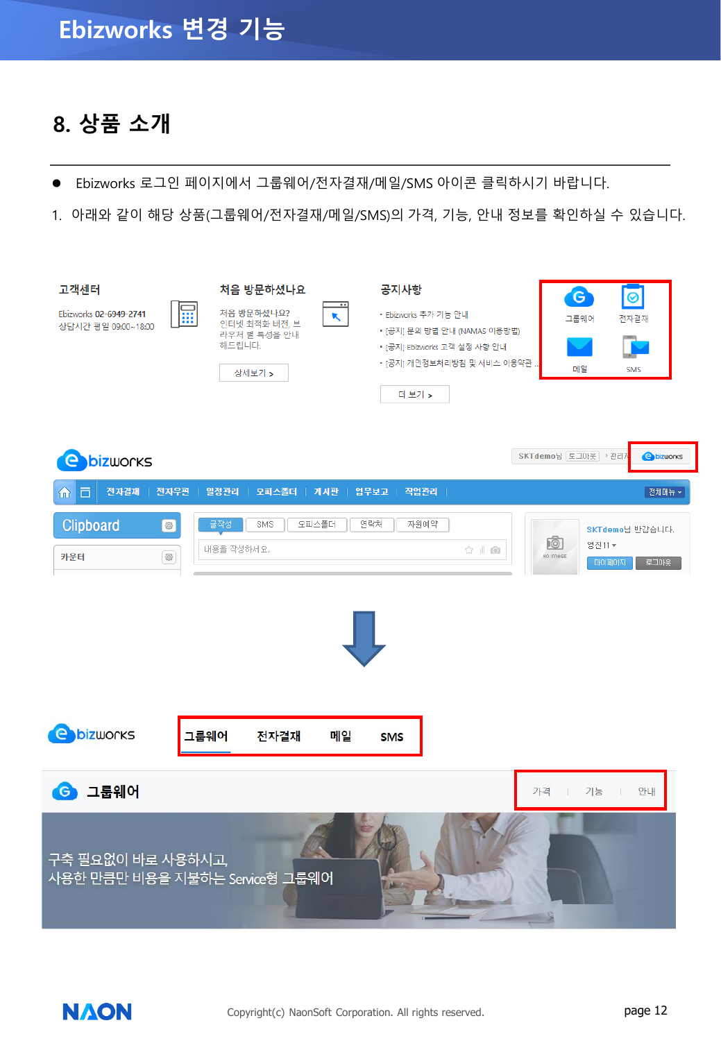## 8. 상품 소개

- Ebizworks 로그인 페이지에서 그룹웨어/전자결재/메일/SMS 아이콘 클릭하시기 바랍니다.

1. 아래와 같이 해당 상품(그룹웨어/전자결재/메일/SMS)의 가격, 기능, 안내 정보를 확인하실 수 있습니다.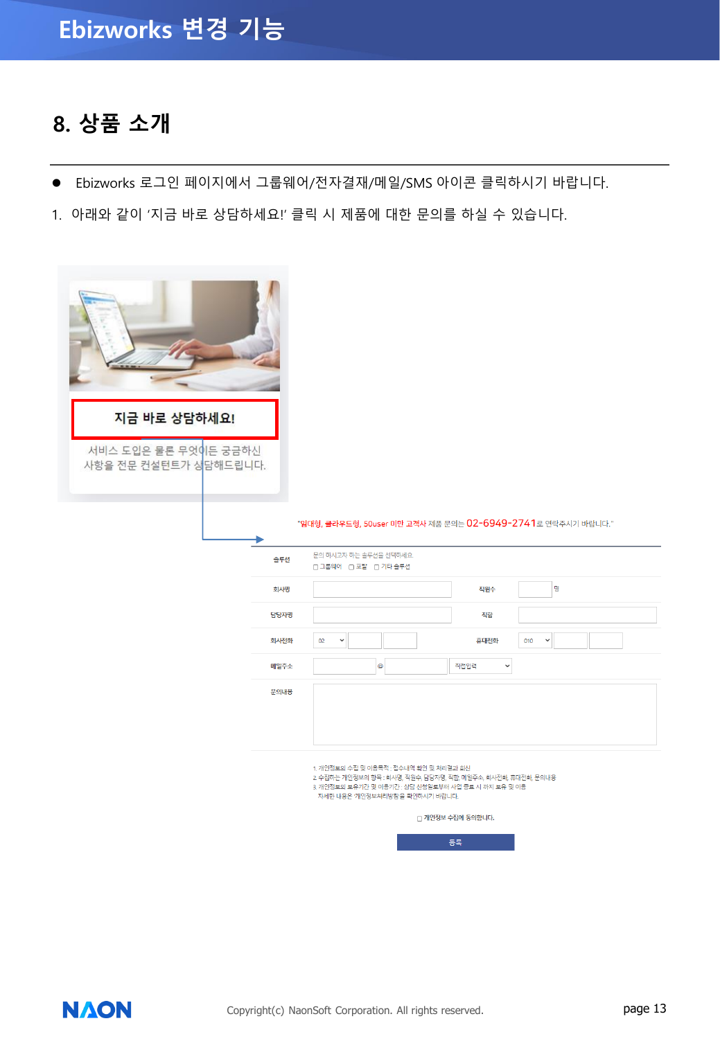## 8. 상품 소개

- Ebizworks 로그인 페이지에서 그룹웨어/전자결재/메일/SMS 아이콘 클릭하시기 바랍니다.

1. 아래와 같이 '지금 바로 상담하세요!' 클릭 시 제품에 대한 문의를 하실 수 있습니다.

지금 바로 상담하세요!

서비스 도입은 물론 무엇이든 궁금하신 사항을 전문 컨설턴트가 상담해드립니다.

"임대형, 클라우드형, 50user 미만 고객사 제품 문의는 02-6949-2741로 연락주시기 바랍니다."

| | | | |
|---|---|---|---|
| 솔루션 | 문의 하시고자 하는 솔루션을 선택하세요.<br>☐ 그룹웨어 ☐ 포탈 ☐ 기타 솔루션 | | |
| 회사명 | | 직원수 | 명 |
| 담당자명 | | 직함 | |
| 회사전화 | 02 | 휴대전화 | 010 |
| 메일주소 | @ 직접입력 | | |
| 문의내용 | | | |

1. 개인정보의 수집 및 이용목적 : 접수내역 확인 및 처리결과 회신
2. 수집하는 개인정보의 항목 : 회사명, 직원수, 담당자명, 직함, 메일주소, 회사전화, 휴대전화, 문의내용
3. 개인정보의 보유기간 및 이용기간 : 상담 신청일로부터 사업 종료 시 까지 보유 및 이용
자세한 내용은 '개인정보처리방침'을 확인하시기 바랍니다.

☐ 개인정보 수집에 동의합니다.

등록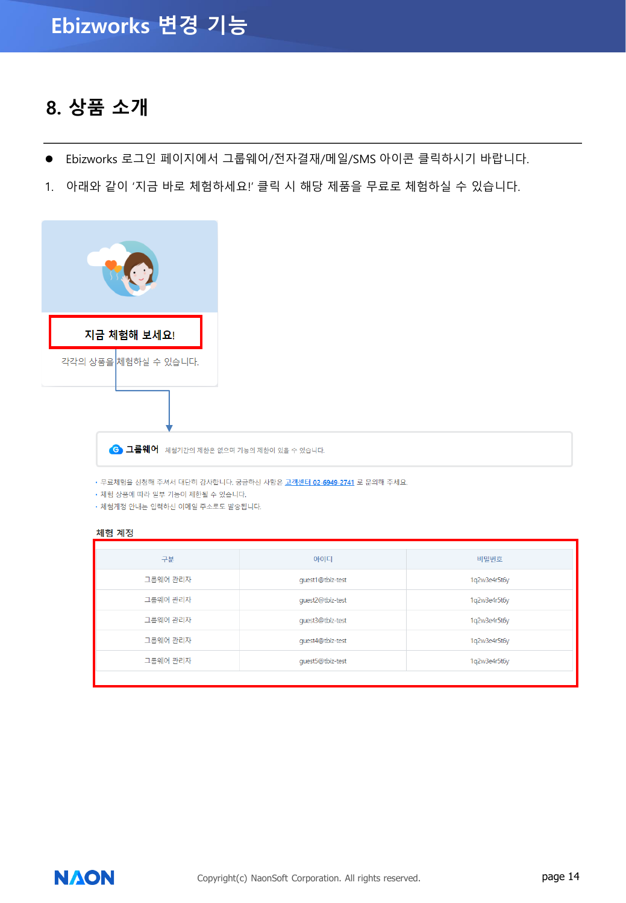## 8. 상품 소개

- Ebizworks 로그인 페이지에서 그룹웨어/전자결재/메일/SMS 아이콘 클릭하시기 바랍니다.

1. 아래와 같이 '지금 바로 체험하세요!' 클릭 시 해당 제품을 무료로 체험하실 수 있습니다.

**지금 체험해 보세요!**

각각의 상품을 체험하실 수 있습니다.

**그룹웨어** 체험기간의 제한은 없으며 기능의 제한이 있을 수 있습니다.

- 무료체험을 신청해 주셔서 대단히 감사합니다. 궁금하신 사항은 고객센터 02-6949-2741 로 문의해 주세요.
- 체험 상품에 따라 일부 기능이 제한될 수 있습니다.
- 체험계정 안내는 입력하신 이메일 주소로도 발송됩니다.

**체험 계정**

| 구분 | 아이디 | 비밀번호 |
| --- | --- | --- |
| 그룹웨어 관리자 | guest1@tbiz-test | 1q2w3e4r5t6y |
| 그룹웨어 관리자 | guest2@tbiz-test | 1q2w3e4r5t6y |
| 그룹웨어 관리자 | guest3@tbiz-test | 1q2w3e4r5t6y |
| 그룹웨어 관리자 | guest4@tbiz-test | 1q2w3e4r5t6y |
| 그룹웨어 관리자 | guest5@tbiz-test | 1q2w3e4r5t6y |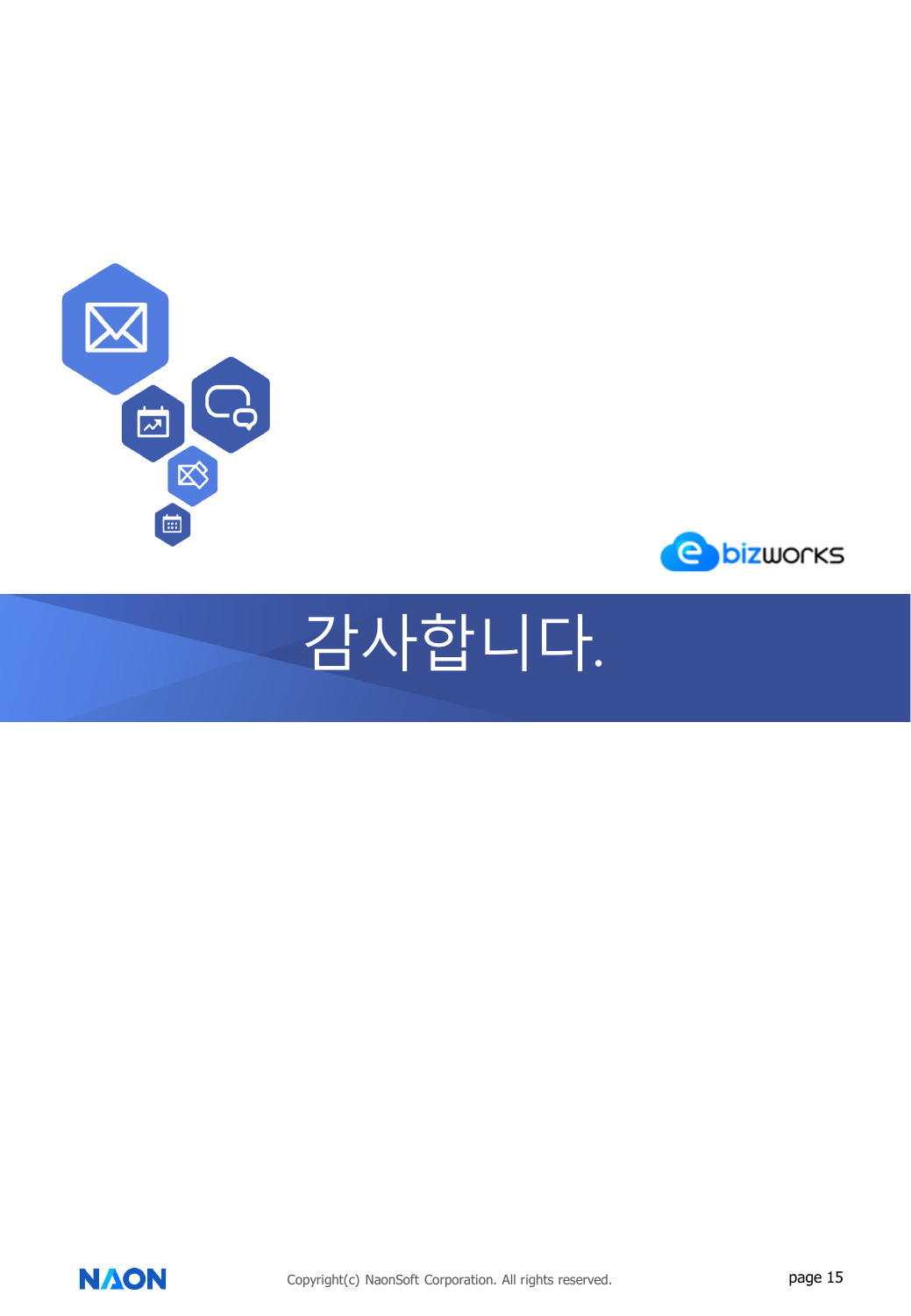# 감사합니다.